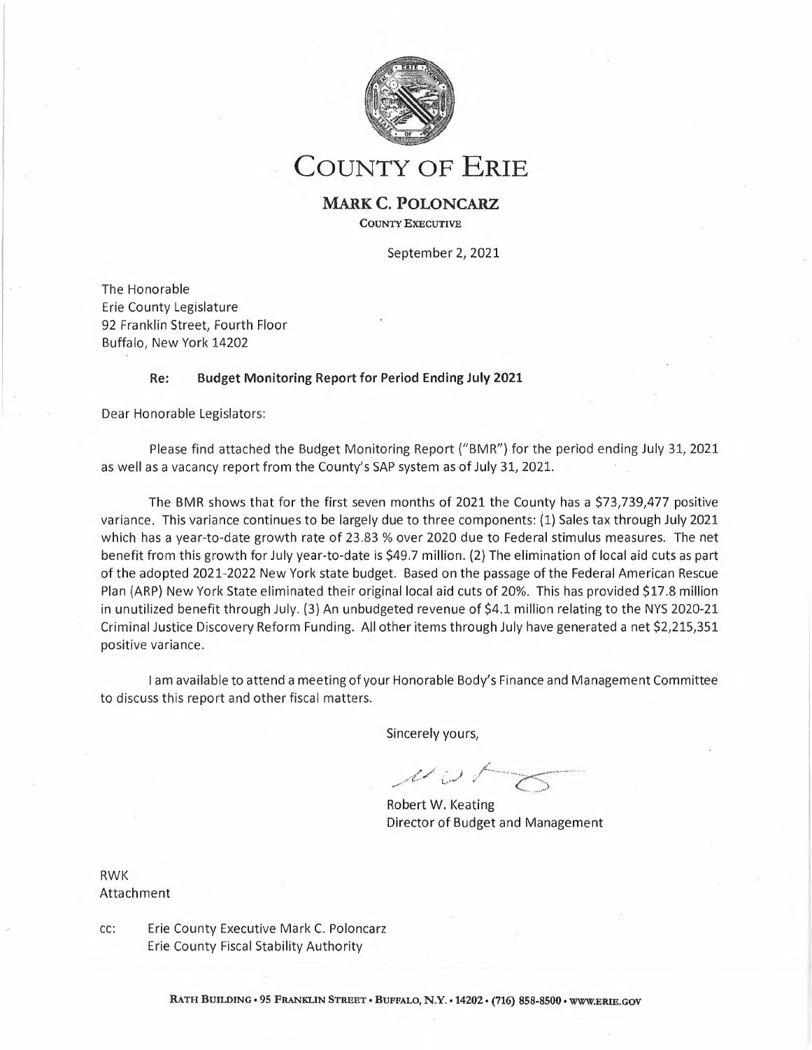# COUNTY OF ERIE

**MARK C. POLONCARZ**
COUNTY EXECUTIVE

September 2, 2021

The Honorable
Erie County Legislature
92 Franklin Street, Fourth Floor
Buffalo, New York 14202

**Re: Budget Monitoring Report for Period Ending July 2021**

Dear Honorable Legislators:

Please find attached the Budget Monitoring Report ("BMR") for the period ending July 31, 2021 as well as a vacancy report from the County's SAP system as of July 31, 2021.

The BMR shows that for the first seven months of 2021 the County has a $73,739,477 positive variance. This variance continues to be largely due to three components: (1) Sales tax through July 2021 which has a year-to-date growth rate of 23.83 % over 2020 due to Federal stimulus measures. The net benefit from this growth for July year-to-date is $49.7 million. (2) The elimination of local aid cuts as part of the adopted 2021-2022 New York state budget. Based on the passage of the Federal American Rescue Plan (ARP) New York State eliminated their original local aid cuts of 20%. This has provided $17.8 million in unutilized benefit through July. (3) An unbudgeted revenue of $4.1 million relating to the NYS 2020-21 Criminal Justice Discovery Reform Funding. All other items through July have generated a net $2,215,351 positive variance.

I am available to attend a meeting of your Honorable Body's Finance and Management Committee to discuss this report and other fiscal matters.

Sincerely yours,

Robert W. Keating
Director of Budget and Management

RWK
Attachment

cc: Erie County Executive Mark C. Poloncarz
Erie County Fiscal Stability Authority

RATH BUILDING • 95 FRANKLIN STREET • BUFFALO, N.Y. • 14202 • (716) 858-8500 • WWW.ERIE.GOV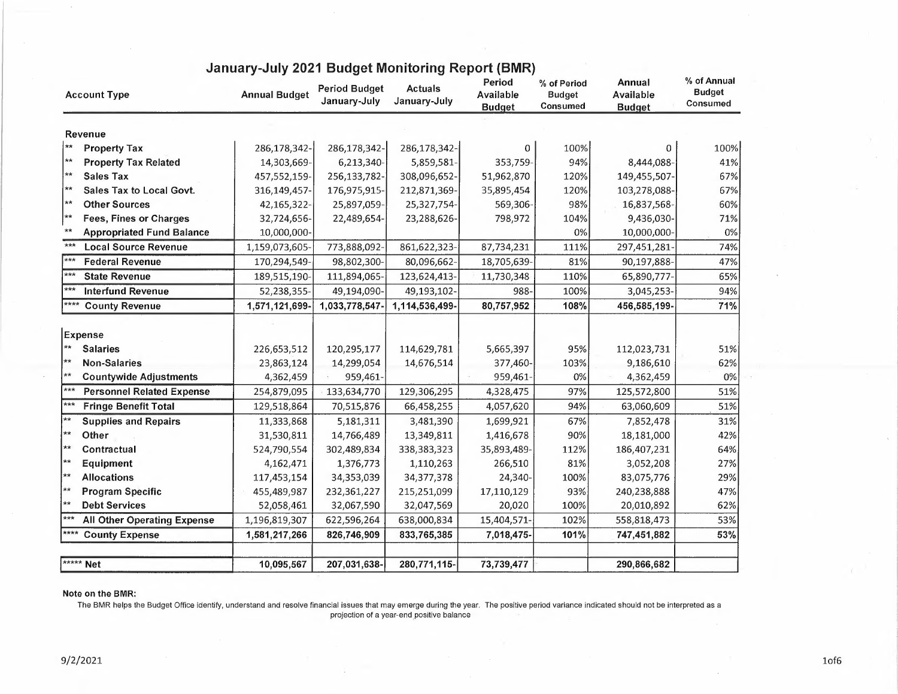# January-July 2021 Budget Monitoring Report (BMR)

| Account Type | Annual Budget | Period Budget January-July | Actuals January-July | Period Available Budget | % of Period Budget Consumed | Annual Available Budget | % of Annual Budget Consumed |
|---|---|---|---|---|---|---|---|
| **Revenue** | | | | | | | |
| ** **Property Tax** | 286,178,342- | 286,178,342- | 286,178,342- | 0 | 100% | 0 | 100% |
| ** **Property Tax Related** | 14,303,669- | 6,213,340- | 5,859,581- | 353,759- | 94% | 8,444,088- | 41% |
| ** **Sales Tax** | 457,552,159- | 256,133,782- | 308,096,652- | 51,962,870 | 120% | 149,455,507- | 67% |
| ** **Sales Tax to Local Govt.** | 316,149,457- | 176,975,915- | 212,871,369- | 35,895,454 | 120% | 103,278,088- | 67% |
| ** **Other Sources** | 42,165,322- | 25,897,059- | 25,327,754- | 569,306- | 98% | 16,837,568- | 60% |
| ** **Fees, Fines or Charges** | 32,724,656- | 22,489,654- | 23,288,626- | 798,972 | 104% | 9,436,030- | 71% |
| ** **Appropriated Fund Balance** | 10,000,000- | | | | 0% | 10,000,000- | 0% |
| *** **Local Source Revenue** | 1,159,073,605- | 773,888,092- | 861,622,323- | 87,734,231 | 111% | 297,451,281- | 74% |
| *** **Federal Revenue** | 170,294,549- | 98,802,300- | 80,096,662- | 18,705,639- | 81% | 90,197,888- | 47% |
| *** **State Revenue** | 189,515,190- | 111,894,065- | 123,624,413- | 11,730,348 | 110% | 65,890,777- | 65% |
| *** **Interfund Revenue** | 52,238,355- | 49,194,090- | 49,193,102- | 988- | 100% | 3,045,253- | 94% |
| **** **County Revenue** | **1,571,121,699-** | **1,033,778,547-** | **1,114,536,499-** | **80,757,952** | **108%** | **456,585,199-** | **71%** |
| **Expense** | | | | | | | |
| ** **Salaries** | 226,653,512 | 120,295,177 | 114,629,781 | 5,665,397 | 95% | 112,023,731 | 51% |
| ** **Non-Salaries** | 23,863,124 | 14,299,054 | 14,676,514 | 377,460- | 103% | 9,186,610 | 62% |
| ** **Countywide Adjustments** | 4,362,459 | 959,461- | | 959,461- | 0% | 4,362,459 | 0% |
| *** **Personnel Related Expense** | 254,879,095 | 133,634,770 | 129,306,295 | 4,328,475 | 97% | 125,572,800 | 51% |
| *** **Fringe Benefit Total** | 129,518,864 | 70,515,876 | 66,458,255 | 4,057,620 | 94% | 63,060,609 | 51% |
| ** **Supplies and Repairs** | 11,333,868 | 5,181,311 | 3,481,390 | 1,699,921 | 67% | 7,852,478 | 31% |
| ** **Other** | 31,530,811 | 14,766,489 | 13,349,811 | 1,416,678 | 90% | 18,181,000 | 42% |
| ** **Contractual** | 524,790,554 | 302,489,834 | 338,383,323 | 35,893,489- | 112% | 186,407,231 | 64% |
| ** **Equipment** | 4,162,471 | 1,376,773 | 1,110,263 | 266,510 | 81% | 3,052,208 | 27% |
| ** **Allocations** | 117,453,154 | 34,353,039 | 34,377,378 | 24,340- | 100% | 83,075,776 | 29% |
| ** **Program Specific** | 455,489,987 | 232,361,227 | 215,251,099 | 17,110,129 | 93% | 240,238,888 | 47% |
| ** **Debt Services** | 52,058,461 | 32,067,590 | 32,047,569 | 20,020 | 100% | 20,010,892 | 62% |
| *** **All Other Operating Expense** | 1,196,819,307 | 622,596,264 | 638,000,834 | 15,404,571- | 102% | 558,818,473 | 53% |
| **** **County Expense** | **1,581,217,266** | **826,746,909** | **833,765,385** | **7,018,475-** | **101%** | **747,451,882** | **53%** |
| ***** **Net** | **10,095,567** | **207,031,638-** | **280,771,115-** | **73,739,477** | | **290,866,682** | |

**Note on the BMR:**

The BMR helps the Budget Office identify, understand and resolve financial issues that may emerge during the year. The positive period variance indicated should not be interpreted as a projection of a year-end positive balance

9/2/2021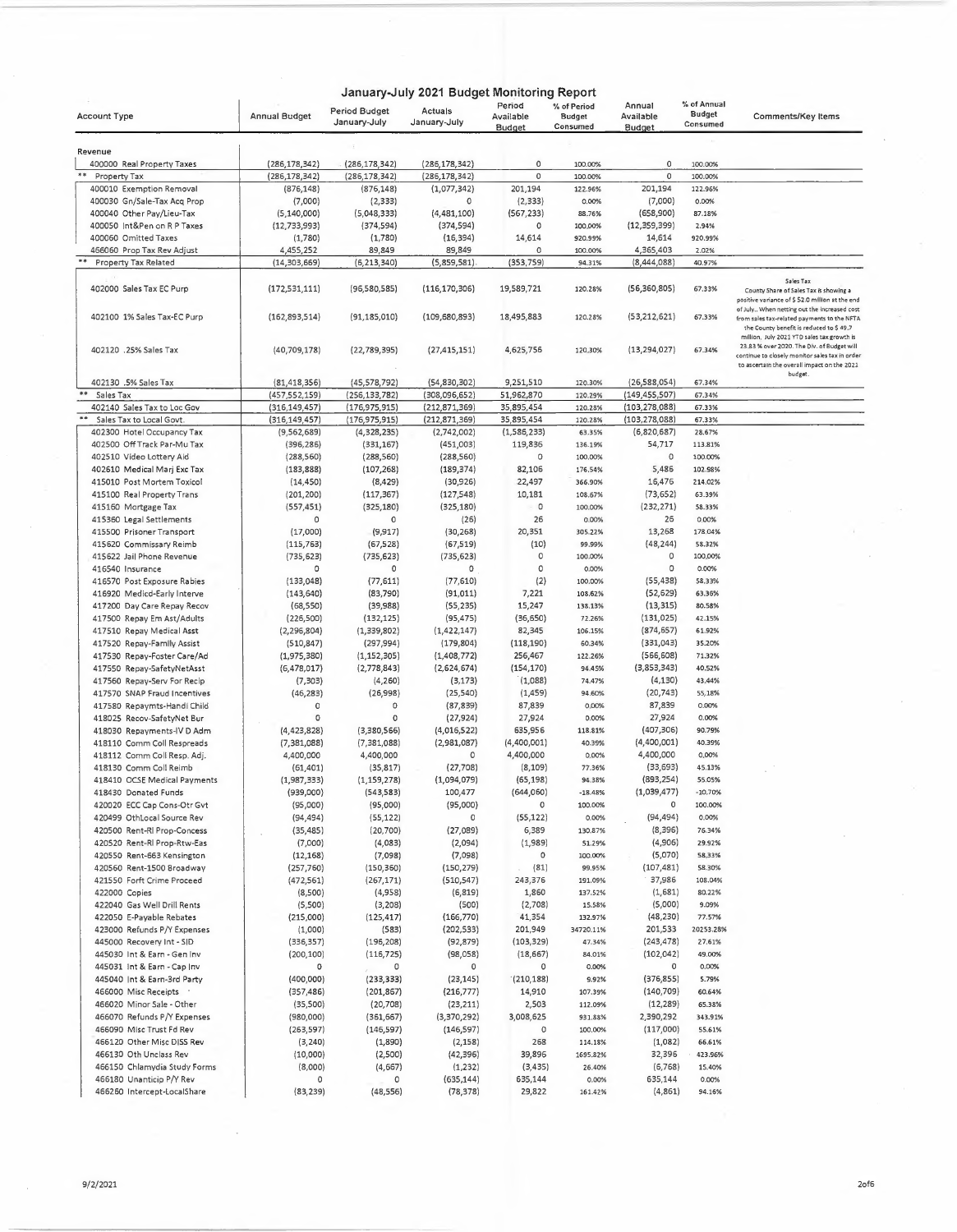# January-July 2021 Budget Monitoring Report

| Account Type | Annual Budget | Period Budget January-July | Actuals January-July | Period Available Budget | % of Period Budget Consumed | Annual Available Budget | % of Annual Budget Consumed | Comments/Key Items |
|---|---|---|---|---|---|---|---|---|
| **Revenue** | | | | | | | | |
| 400000 Real Property Taxes | (286,178,342) | (286,178,342) | (286,178,342) | 0 | 100.00% | 0 | 100.00% | |
| ** Property Tax | (286,178,342) | (286,178,342) | (286,178,342) | 0 | 100.00% | 0 | 100.00% | |
| 400010 Exemption Removal | (876,148) | (876,148) | (1,077,342) | 201,194 | 122.96% | 201,194 | 122.96% | |
| 400030 Gn/Sale-Tax Acq Prop | (7,000) | (2,333) | 0 | (2,333) | 0.00% | (7,000) | 0.00% | |
| 400040 Other Pay/Lieu-Tax | (5,140,000) | (5,048,333) | (4,481,100) | (567,233) | 88.76% | (658,900) | 87.18% | |
| 400050 Int&Pen on R P Taxes | (12,733,993) | (374,594) | (374,594) | 0 | 100.00% | (12,359,399) | 2.94% | |
| 400060 Omitted Taxes | (1,780) | (1,780) | (16,394) | 14,614 | 920.99% | 14,614 | 920.99% | |
| 466060 Prop Tax Rev Adjust | 4,455,252 | 89,849 | 89,849 | 0 | 100.00% | 4,365,403 | 2.02% | |
| ** Property Tax Related | (14,303,669) | (6,213,340) | (5,859,581) | (353,759) | 94.31% | (8,444,088) | 40.97% | |
| 402000 Sales Tax EC Purp | (172,531,111) | (96,580,585) | (116,170,306) | 19,589,721 | 120.28% | (56,360,805) | 67.33% | Sales Tax<br>County Share of Sales Tax is showing a positive variance of $ 52.0 million at the end of July.. When netting out the increased cost from sales tax-related payments to the NFTA the County benefit is reduced to $ 49.7 million. July 2021 YTD sales tax growth is 23.83 % over 2020. The Div. of Budget will continue to closely monitor sales tax in order to ascertain the overall impact on the 2021 budget. |
| 402100 1% Sales Tax-EC Purp | (162,893,514) | (91,185,010) | (109,680,893) | 18,495,883 | 120.28% | (53,212,621) | 67.33% | |
| 402120 .25% Sales Tax | (40,709,178) | (22,789,395) | (27,415,151) | 4,625,756 | 120.30% | (13,294,027) | 67.34% | |
| 402130 .5% Sales Tax | (81,418,356) | (45,578,792) | (54,830,302) | 9,251,510 | 120.30% | (26,588,054) | 67.34% | |
| ** Sales Tax | (457,552,159) | (256,133,782) | (308,096,652) | 51,962,870 | 120.29% | (149,455,507) | 67.34% | |
| 402140 Sales Tax to Loc Gov | (316,149,457) | (176,975,915) | (212,871,369) | 35,895,454 | 120.28% | (103,278,088) | 67.33% | |
| ** Sales Tax to Local Govt. | (316,149,457) | (176,975,915) | (212,871,369) | 35,895,454 | 120.28% | (103,278,088) | 67.33% | |
| 402300 Hotel Occupancy Tax | (9,562,689) | (4,328,235) | (2,742,002) | (1,586,233) | 63.35% | (6,820,687) | 28.67% | |
| 402500 Off Track Par-Mu Tax | (396,286) | (331,167) | (451,003) | 119,836 | 136.19% | 54,717 | 113.81% | |
| 402510 Video Lottery Aid | (288,560) | (288,560) | (288,560) | 0 | 100.00% | 0 | 100.00% | |
| 402610 Medical Marj Exc Tax | (183,888) | (107,268) | (189,374) | 82,106 | 176.54% | 5,486 | 102.98% | |
| 415010 Post Mortem Toxicol | (14,450) | (8,429) | (30,926) | 22,497 | 366.90% | 16,476 | 214.02% | |
| 415100 Real Property Trans | (201,200) | (117,367) | (127,548) | 10,181 | 108.67% | (73,652) | 63.39% | |
| 415160 Mortgage Tax | (557,451) | (325,180) | (325,180) | 0 | 100.00% | (232,271) | 58.33% | |
| 415360 Legal Settlements | 0 | 0 | (26) | 26 | 0.00% | 26 | 0.00% | |
| 415500 Prisoner Transport | (17,000) | (9,917) | (30,268) | 20,351 | 305.22% | 13,268 | 178.04% | |
| 415620 Commissary Reimb | (115,763) | (67,528) | (67,519) | (10) | 99.99% | (48,244) | 58.32% | |
| 415622 Jail Phone Revenue | (735,623) | (735,623) | (735,623) | 0 | 100.00% | 0 | 100.00% | |
| 416540 Insurance | 0 | 0 | 0 | 0 | 0.00% | 0 | 0.00% | |
| 416570 Post Exposure Rabies | (133,048) | (77,611) | (77,610) | (2) | 100.00% | (55,438) | 58.33% | |
| 416920 Medicd-Early Interve | (143,640) | (83,790) | (91,011) | 7,221 | 108.62% | (52,629) | 63.36% | |
| 417200 Day Care Repay Recov | (68,550) | (39,988) | (55,235) | 15,247 | 138.13% | (13,315) | 80.58% | |
| 417500 Repay Em Ast/Adults | (226,500) | (132,125) | (95,475) | (36,650) | 72.26% | (131,025) | 42.15% | |
| 417510 Repay Medical Asst | (2,296,804) | (1,339,802) | (1,422,147) | 82,345 | 106.15% | (874,657) | 61.92% | |
| 417520 Repay-Family Assist | (510,847) | (297,994) | (179,804) | (118,190) | 60.34% | (331,043) | 35.20% | |
| 417530 Repay-Foster Care/Ad | (1,975,380) | (1,152,305) | (1,408,772) | 256,467 | 122.26% | (566,608) | 71.32% | |
| 417550 Repay-SafetyNetAsst | (6,478,017) | (2,778,843) | (2,624,674) | (154,170) | 94.45% | (3,853,343) | 40.52% | |
| 417560 Repay-Serv For Recip | (7,303) | (4,260) | (3,173) | (1,088) | 74.47% | (4,130) | 43.44% | |
| 417570 SNAP Fraud Incentives | (46,283) | (26,998) | (25,540) | (1,459) | 94.60% | (20,743) | 55.18% | |
| 417580 Repaymts-Handi Child | 0 | 0 | (87,839) | 87,839 | 0.00% | 87,839 | 0.00% | |
| 418025 Recov-SafetyNet Bur | 0 | 0 | (27,924) | 27,924 | 0.00% | 27,924 | 0.00% | |
| 418030 Repayments-IV D Adm | (4,423,828) | (3,380,566) | (4,016,522) | 635,956 | 118.81% | (407,306) | 90.79% | |
| 418110 Comm Coll Respreads | (7,381,088) | (7,381,088) | (2,981,087) | (4,400,001) | 40.39% | (4,400,001) | 40.39% | |
| 418112 Comm Coll Resp. Adj. | 4,400,000 | 4,400,000 | 0 | 4,400,000 | 0.00% | 4,400,000 | 0.00% | |
| 418130 Comm Coll Reimb | (61,401) | (35,817) | (27,708) | (8,109) | 77.36% | (33,693) | 45.13% | |
| 418410 OCSE Medical Payments | (1,987,333) | (1,159,278) | (1,094,079) | (65,198) | 94.38% | (893,254) | 55.05% | |
| 418430 Donated Funds | (939,000) | (543,583) | 100,477 | (644,060) | -18.48% | (1,039,477) | -10.70% | |
| 420020 ECC Cap Cons-Otr Gvt | (95,000) | (95,000) | (95,000) | 0 | 100.00% | 0 | 100.00% | |
| 420499 OthLocal Source Rev | (94,494) | (55,122) | 0 | (55,122) | 0.00% | (94,494) | 0.00% | |
| 420500 Rent-Rl Prop-Concess | (35,485) | (20,700) | (27,089) | 6,389 | 130.87% | (8,396) | 76.34% | |
| 420520 Rent-Rl Prop-Rtw-Eas | (7,000) | (4,083) | (2,094) | (1,989) | 51.29% | (4,906) | 29.92% | |
| 420550 Rent-663 Kensington | (12,168) | (7,098) | (7,098) | 0 | 100.00% | (5,070) | 58.33% | |
| 420560 Rent-1500 Broadway | (257,760) | (150,360) | (150,279) | (81) | 99.95% | (107,481) | 58.30% | |
| 421550 Forft Crime Proceed | (472,561) | (267,171) | (510,547) | 243,376 | 191.09% | 37,986 | 108.04% | |
| 422000 Copies | (8,500) | (4,958) | (6,819) | 1,860 | 137.52% | (1,681) | 80.22% | |
| 422040 Gas Well Drill Rents | (5,500) | (3,208) | (500) | (2,708) | 15.58% | (5,000) | 9.09% | |
| 422050 E-Payable Rebates | (215,000) | (125,417) | (166,770) | 41,354 | 132.97% | (48,230) | 77.57% | |
| 423000 Refunds P/Y Expenses | (1,000) | (583) | (202,533) | 201,949 | 34720.11% | 201,533 | 20253.28% | |
| 445000 Recovery Int - SID | (336,357) | (196,208) | (92,879) | (103,329) | 47.34% | (243,478) | 27.61% | |
| 445030 Int & Earn - Gen Inv | (200,100) | (116,725) | (98,058) | (18,667) | 84.01% | (102,042) | 49.00% | |
| 445031 Int & Earn - Cap Inv | 0 | 0 | 0 | 0 | 0.00% | 0 | 0.00% | |
| 445040 Int & Earn-3rd Party | (400,000) | (233,333) | (23,145) | (210,188) | 9.92% | (376,855) | 5.79% | |
| 466000 Misc Receipts | (357,486) | (201,867) | (216,777) | 14,910 | 107.39% | (140,709) | 60.64% | |
| 466020 Minor Sale - Other | (35,500) | (20,708) | (23,211) | 2,503 | 112.09% | (12,289) | 65.38% | |
| 466070 Refunds P/Y Expenses | (980,000) | (361,667) | (3,370,292) | 3,008,625 | 931.88% | 2,390,292 | 343.91% | |
| 466090 Misc Trust Fd Rev | (263,597) | (146,597) | (146,597) | 0 | 100.00% | (117,000) | 55.61% | |
| 466120 Other Misc DISS Rev | (3,240) | (1,890) | (2,158) | 268 | 114.18% | (1,082) | 66.61% | |
| 466130 Oth Unclass Rev | (10,000) | (2,500) | (42,396) | 39,896 | 1695.82% | 32,396 | 423.96% | |
| 466150 Chlamydia Study Forms | (8,000) | (4,667) | (1,232) | (3,435) | 26.40% | (6,768) | 15.40% | |
| 466180 Unanticip P/Y Rev | 0 | 0 | (635,144) | 635,144 | 0.00% | 635,144 | 0.00% | |
| 466260 Intercept-LocalShare | (83,239) | (48,556) | (78,378) | 29,822 | 161.42% | (4,861) | 94.16% | |

9/2/2021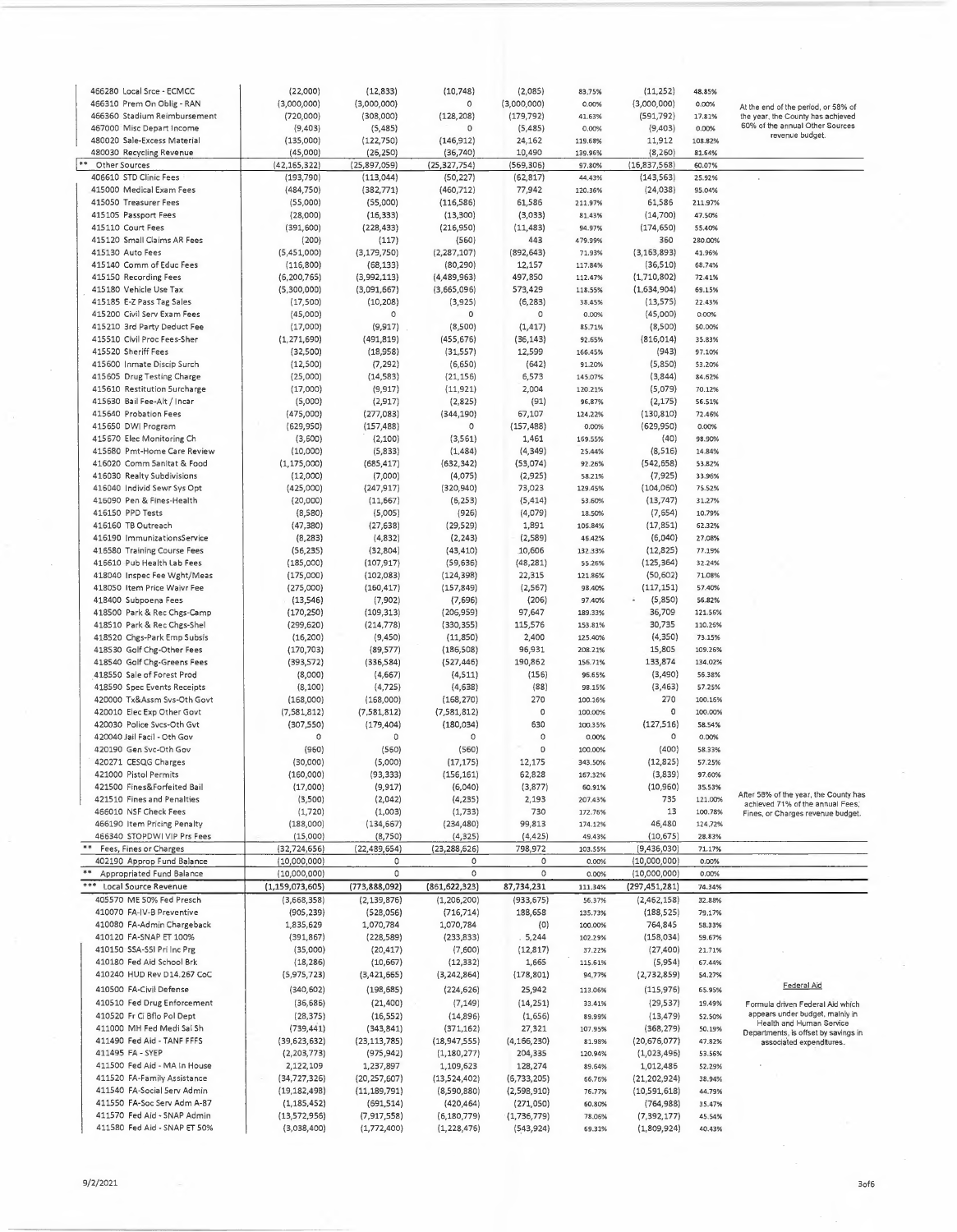| Account | | | | | | | | Notes |
|---|---|---|---|---|---|---|---|---|
| 466280 Local Srce - ECMCC | (22,000) | (12,833) | (10,748) | (2,085) | 83.75% | (11,252) | 48.85% | |
| 466310 Prem On Oblig - RAN | (3,000,000) | (3,000,000) | 0 | (3,000,000) | 0.00% | (3,000,000) | 0.00% | At the end of the period, or 58% of the year, the County has achieved 60% of the annual Other Sources revenue budget. |
| 466360 Stadium Reimbursement | (720,000) | (308,000) | (128,208) | (179,792) | 41.63% | (591,792) | 17.81% | |
| 467000 Misc Depart Income | (9,403) | (5,485) | 0 | (5,485) | 0.00% | (9,403) | 0.00% | |
| 480020 Sale-Excess Material | (135,000) | (122,750) | (146,912) | 24,162 | 119.68% | 11,912 | 108.82% | |
| 480030 Recycling Revenue | (45,000) | (26,250) | (36,740) | 10,490 | 139.96% | (8,260) | 81.64% | |
| ** Other Sources | (42,165,322) | (25,897,059) | (25,327,754) | (569,306) | 97.80% | (16,837,568) | 60.07% | |
| 406610 STD Clinic Fees | (193,790) | (113,044) | (50,227) | (62,817) | 44.43% | (143,563) | 25.92% | |
| 415000 Medical Exam Fees | (484,750) | (382,771) | (460,712) | 77,942 | 120.36% | (24,038) | 95.04% | |
| 415050 Treasurer Fees | (55,000) | (55,000) | (116,586) | 61,586 | 211.97% | 61,586 | 211.97% | |
| 415105 Passport Fees | (28,000) | (16,333) | (13,300) | (3,033) | 81.43% | (14,700) | 47.50% | |
| 415110 Court Fees | (391,600) | (228,433) | (216,950) | (11,483) | 94.97% | (174,650) | 55.40% | |
| 415120 Small Claims AR Fees | (200) | (117) | (560) | 443 | 479.99% | 360 | 280.00% | |
| 415130 Auto Fees | (5,451,000) | (3,179,750) | (2,287,107) | (892,643) | 71.93% | (3,163,893) | 41.96% | |
| 415140 Comm of Educ Fees | (116,800) | (68,133) | (80,290) | 12,157 | 117.84% | (36,510) | 68.74% | |
| 415150 Recording Fees | (6,200,765) | (3,992,113) | (4,489,963) | 497,850 | 112.47% | (1,710,802) | 72.41% | |
| 415180 Vehicle Use Tax | (5,300,000) | (3,091,667) | (3,665,096) | 573,429 | 118.55% | (1,634,904) | 69.15% | |
| 415185 E-Z Pass Tag Sales | (17,500) | (10,208) | (3,925) | (6,283) | 38.45% | (13,575) | 22.43% | |
| 415200 Civil Serv Exam Fees | (45,000) | 0 | 0 | 0 | 0.00% | (45,000) | 0.00% | |
| 415210 3rd Party Deduct Fee | (17,000) | (9,917) | (8,500) | (1,417) | 85.71% | (8,500) | 50.00% | |
| 415510 Civil Proc Fees-Sher | (1,271,690) | (491,819) | (455,676) | (36,143) | 92.65% | (816,014) | 35.83% | |
| 415520 Sheriff Fees | (32,500) | (18,958) | (31,557) | 12,599 | 166.45% | (943) | 97.10% | |
| 415600 Inmate Discip Surch | (12,500) | (7,292) | (6,650) | (642) | 91.20% | (5,850) | 53.20% | |
| 415605 Drug Testing Charge | (25,000) | (14,583) | (21,156) | 6,573 | 145.07% | (3,844) | 84.62% | |
| 415610 Restitution Surcharge | (17,000) | (9,917) | (11,921) | 2,004 | 120.21% | (5,079) | 70.12% | |
| 415630 Bail Fee-Alt / Incar | (5,000) | (2,917) | (2,825) | (91) | 96.87% | (2,175) | 56.51% | |
| 415640 Probation Fees | (475,000) | (277,083) | (344,190) | 67,107 | 124.22% | (130,810) | 72.46% | |
| 415650 DWI Program | (629,950) | (157,488) | 0 | (157,488) | 0.00% | (629,950) | 0.00% | |
| 415670 Elec Monitoring Ch | (3,600) | (2,100) | (3,561) | 1,461 | 169.55% | (40) | 98.90% | |
| 415680 Pmt-Home Care Review | (10,000) | (5,833) | (1,484) | (4,349) | 25.44% | (8,516) | 14.84% | |
| 416020 Comm Sanitat & Food | (1,175,000) | (685,417) | (632,342) | (53,074) | 92.26% | (542,658) | 53.82% | |
| 416030 Realty Subdivisions | (12,000) | (7,000) | (4,075) | (2,925) | 58.21% | (7,925) | 33.96% | |
| 416040 Individ Sewr Sys Opt | (425,000) | (247,917) | (320,940) | 73,023 | 129.45% | (104,060) | 75.52% | |
| 416090 Pen & Fines-Health | (20,000) | (11,667) | (6,253) | (5,414) | 53.60% | (13,747) | 31.27% | |
| 416150 PPD Tests | (8,580) | (5,005) | (926) | (4,079) | 18.50% | (7,654) | 10.79% | |
| 416160 TB Outreach | (47,380) | (27,638) | (29,529) | 1,891 | 106.84% | (17,851) | 62.32% | |
| 416190 ImmunizationsService | (8,283) | (4,832) | (2,243) | (2,589) | 46.42% | (6,040) | 27.08% | |
| 416580 Training Course Fees | (56,235) | (32,804) | (43,410) | 10,606 | 132.33% | (12,825) | 77.19% | |
| 416610 Pub Health Lab Fees | (185,000) | (107,917) | (59,636) | (48,281) | 55.26% | (125,364) | 32.24% | |
| 418040 Inspec Fee Wght/Meas | (175,000) | (102,083) | (124,398) | 22,315 | 121.86% | (50,602) | 71.08% | |
| 418050 Item Price Waivr Fee | (275,000) | (160,417) | (157,849) | (2,567) | 98.40% | (117,151) | 57.40% | |
| 418400 Subpoena Fees | (13,546) | (7,902) | (7,696) | (206) | 97.40% | (5,850) | 56.82% | |
| 418500 Park & Rec Chgs-Camp | (170,250) | (109,313) | (206,959) | 97,647 | 189.33% | 36,709 | 121.56% | |
| 418510 Park & Rec Chgs-Shel | (299,620) | (214,778) | (330,355) | 115,576 | 153.81% | 30,735 | 110.26% | |
| 418520 Chgs-Park Emp Subsis | (16,200) | (9,450) | (11,850) | 2,400 | 125.40% | (4,350) | 73.15% | |
| 418530 Golf Chg-Other Fees | (170,703) | (89,577) | (186,508) | 96,931 | 208.21% | 15,805 | 109.26% | |
| 418540 Golf Chg-Greens Fees | (393,572) | (336,584) | (527,446) | 190,862 | 156.71% | 133,874 | 134.02% | |
| 418550 Sale of Forest Prod | (8,000) | (4,667) | (4,511) | (156) | 96.65% | (3,490) | 56.38% | |
| 418590 Spec Events Receipts | (8,100) | (4,725) | (4,638) | (88) | 98.15% | (3,463) | 57.25% | |
| 420000 Tx&Assm Svs-Oth Govt | (168,000) | (168,000) | (168,270) | 270 | 100.16% | 270 | 100.16% | |
| 420010 Elec Exp Other Govt | (7,581,812) | (7,581,812) | (7,581,812) | 0 | 100.00% | 0 | 100.00% | |
| 420030 Police Svcs-Oth Gvt | (307,550) | (179,404) | (180,034) | 630 | 100.35% | (127,516) | 58.54% | |
| 420040 Jail Facil - Oth Gov | 0 | 0 | 0 | 0 | 0.00% | 0 | 0.00% | |
| 420190 Gen Svc-Oth Gov | (960) | (560) | (560) | 0 | 100.00% | (400) | 58.33% | |
| 420271 CESQG Charges | (30,000) | (5,000) | (17,175) | 12,175 | 343.50% | (12,825) | 57.25% | |
| 421000 Pistol Permits | (160,000) | (93,333) | (156,161) | 62,828 | 167.32% | (3,839) | 97.60% | |
| 421500 Fines&Forfeited Bail | (17,000) | (9,917) | (6,040) | (3,877) | 60.91% | (10,960) | 35.53% | |
| 421510 Fines and Penalties | (3,500) | (2,042) | (4,235) | 2,193 | 207.43% | 735 | 121.00% | After 58% of the year, the County has achieved 71% of the annual Fees, Fines, or Charges revenue budget. |
| 466010 NSF Check Fees | (1,720) | (1,003) | (1,733) | 730 | 172.76% | 13 | 100.78% | |
| 466190 Item Pricing Penalty | (188,000) | (134,667) | (234,480) | 99,813 | 174.12% | 46,480 | 124.72% | |
| 466340 STOPDWI VIP Prs Fees | (15,000) | (8,750) | (4,325) | (4,425) | 49.43% | (10,675) | 28.83% | |
| ** Fees, Fines or Charges | (32,724,656) | (22,489,654) | (23,288,626) | 798,972 | 103.55% | (9,436,030) | 71.17% | |
| 402190 Approp Fund Balance | (10,000,000) | 0 | 0 | 0 | 0.00% | (10,000,000) | 0.00% | |
| ** Appropriated Fund Balance | (10,000,000) | 0 | 0 | 0 | 0.00% | (10,000,000) | 0.00% | |
| *** Local Source Revenue | (1,159,073,605) | (773,888,092) | (861,622,323) | 87,734,231 | 111.34% | (297,451,281) | 74.34% | |
| 405570 ME 50% Fed Presch | (3,668,358) | (2,139,876) | (1,206,200) | (933,675) | 56.37% | (2,462,158) | 32.88% | |
| 410070 FA-IV-B Preventive | (905,239) | (528,056) | (716,714) | 188,658 | 135.73% | (188,525) | 79.17% | |
| 410080 FA-Admin Chargeback | 1,835,629 | 1,070,784 | 1,070,784 | (0) | 100.00% | 764,845 | 58.33% | |
| 410120 FA-SNAP ET 100% | (391,867) | (228,589) | (233,833) | 5,244 | 102.29% | (158,034) | 59.67% | |
| 410150 SSA-SSI Pri Inc Prg | (35,000) | (20,417) | (7,600) | (12,817) | 37.22% | (27,400) | 21.71% | |
| 410180 Fed Aid School Brk | (18,286) | (10,667) | (12,332) | 1,665 | 115.61% | (5,954) | 67.44% | |
| 410240 HUD Rev D14.267 CoC | (5,975,723) | (3,421,665) | (3,242,864) | (178,801) | 94.77% | (2,732,859) | 54.27% | |
| 410500 FA-Civil Defense | (340,602) | (198,685) | (224,626) | 25,942 | 113.06% | (115,976) | 65.95% | Federal Aid |
| 410510 Fed Drug Enforcement | (36,686) | (21,400) | (7,149) | (14,251) | 33.41% | (29,537) | 19.49% | Formula driven Federal Aid which appears under budget, mainly in Health and Human Service Departments, is offset by savings in associated expenditures. |
| 410520 Fr Ct Bflo Pol Dept | (28,375) | (16,552) | (14,896) | (1,656) | 89.99% | (13,479) | 52.50% | |
| 411000 MH Fed Medi Sal Sh | (739,441) | (343,841) | (371,162) | 27,321 | 107.95% | (368,279) | 50.19% | |
| 411490 Fed Aid - TANF FFFS | (39,623,632) | (23,113,785) | (18,947,555) | (4,166,230) | 81.98% | (20,676,077) | 47.82% | |
| 411495 FA - SYEP | (2,203,773) | (975,942) | (1,180,277) | 204,335 | 120.94% | (1,023,496) | 53.56% | |
| 411500 Fed Aid - MA In House | 2,122,109 | 1,237,897 | 1,109,623 | 128,274 | 89.64% | 1,012,486 | 52.29% | |
| 411520 FA-Family Assistance | (34,727,326) | (20,257,607) | (13,524,402) | (6,733,205) | 66.76% | (21,202,924) | 38.94% | |
| 411540 FA-Social Serv Admin | (19,182,498) | (11,189,791) | (8,590,880) | (2,598,910) | 76.77% | (10,591,618) | 44.79% | |
| 411550 FA-Soc Serv Adm A-87 | (1,185,452) | (691,514) | (420,464) | (271,050) | 60.80% | (764,988) | 35.47% | |
| 411570 Fed Aid - SNAP Admin | (13,572,956) | (7,917,558) | (6,180,779) | (1,736,779) | 78.06% | (7,392,177) | 45.54% | |
| 411580 Fed Aid - SNAP ET 50% | (3,038,400) | (1,772,400) | (1,228,476) | (543,924) | 69.31% | (1,809,924) | 40.43% | |

9/2/2021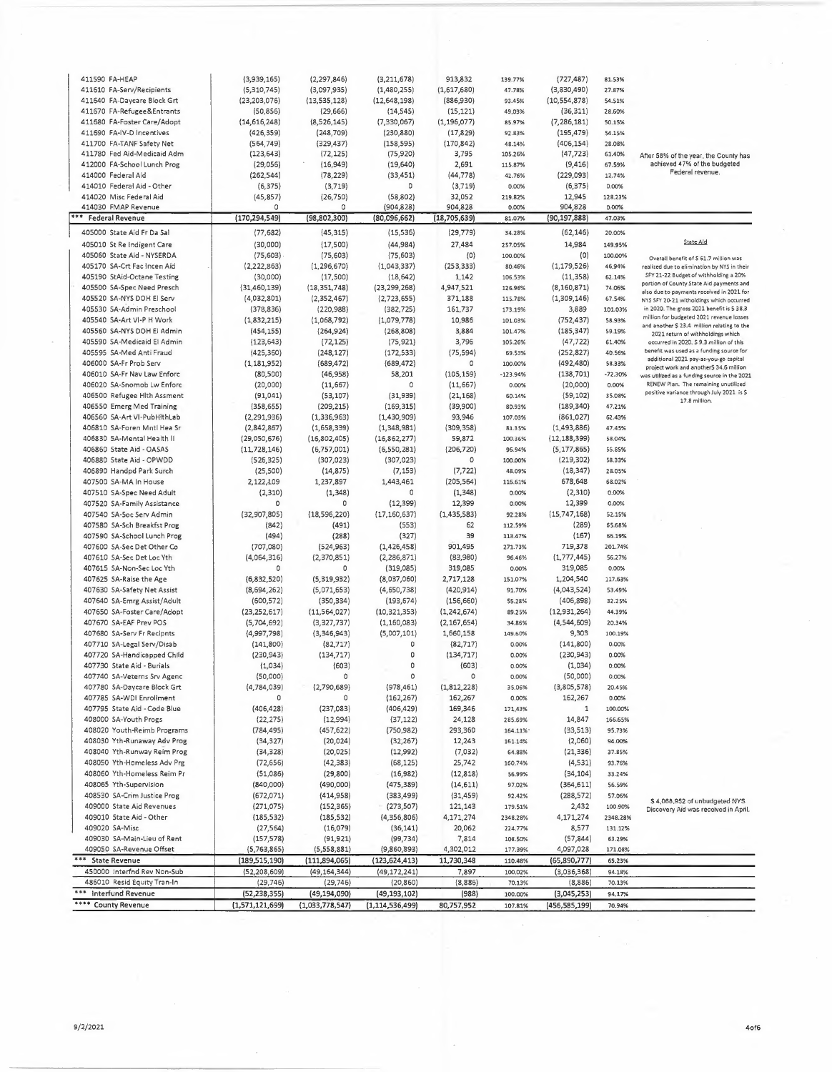| Account | | | | | | | | |
|---|---|---|---|---|---|---|---|---|
| 411590 FA-HEAP | (3,939,165) | (2,297,846) | (3,211,678) | 913,832 | 139.77% | (727,487) | 81.53% | |
| 411610 FA-Serv/Recipients | (5,310,745) | (3,097,935) | (1,480,255) | (1,617,680) | 47.78% | (3,830,490) | 27.87% | |
| 411640 FA-Daycare Block Grt | (23,203,076) | (13,535,128) | (12,648,198) | (886,930) | 93.45% | (10,554,878) | 54.51% | |
| 411670 FA-Refugee&Entrants | (50,856) | (29,666) | (14,545) | (15,121) | 49.03% | (36,311) | 28.60% | |
| 411680 FA-Foster Care/Adopt | (14,616,248) | (8,526,145) | (7,330,067) | (1,196,077) | 85.97% | (7,286,181) | 50.15% | |
| 411690 FA-IV-D Incentives | (426,359) | (248,709) | (230,880) | (17,829) | 92.83% | (195,479) | 54.15% | |
| 411700 FA-TANF Safety Net | (564,749) | (329,437) | (158,595) | (170,842) | 48.14% | (406,154) | 28.08% | |
| 411780 Fed Aid-Medicaid Adm | (123,643) | (72,125) | (75,920) | 3,795 | 105.26% | (47,723) | 61.40% | After 58% of the year, the County has achieved 47% of the budgeted Federal revenue. |
| 412000 FA-School Lunch Prog | (29,056) | (16,949) | (19,640) | 2,691 | 115.87% | (9,416) | 67.59% | |
| 414000 Federal Aid | (262,544) | (78,229) | (33,451) | (44,778) | 42.76% | (229,093) | 12.74% | |
| 414010 Federal Aid - Other | (6,375) | (3,719) | 0 | (3,719) | 0.00% | (6,375) | 0.00% | |
| 414020 Misc Federal Aid | (45,857) | (26,750) | (58,802) | 32,052 | 219.82% | 12,945 | 128.23% | |
| 414030 FMAP Revenue | 0 | 0 | (904,828) | 904,828 | 0.00% | 904,828 | 0.00% | |
| *** Federal Revenue | (170,294,549) | (98,802,300) | (80,096,662) | (18,705,639) | 81.07% | (90,197,888) | 47.03% | |
| 405000 State Aid Fr Da Sal | (77,682) | (45,315) | (15,536) | (29,779) | 34.28% | (62,146) | 20.00% | |
| 405010 St Re Indigent Care | (30,000) | (17,500) | (44,984) | 27,484 | 257.05% | 14,984 | 149.95% | State Aid |
| 405060 State Aid - NYSERDA | (75,603) | (75,603) | (75,603) | (0) | 100.00% | (0) | 100.00% | Overall benefit of $ 61.7 million was realized due to elimination by NYS in their SFY 21-22 Budget of withholding a 20% portion of County State Aid payments and also due to payments received in 2021 for NYS SFY 20-21 witholdings which occurred in 2020. The gross 2021 benefit is $ 38.3 million for budgeted 2021 revenue losses and another $ 23.4 million relating to the 2021 return of withholdings which occurred in 2020. $ 9.3 million of this benefit was used as a funding source for additional 2021 pay-as-you-go capital project work and another$ 34.6 million was utilized as a funding source in the 2021 RENEW Plan. The remaining unutilized positive variance through July 2021 is $ 17.8 million. |
| 405170 SA-Crt Fac Incen Aid | (2,222,863) | (1,296,670) | (1,043,337) | (253,333) | 80.46% | (1,179,526) | 46.94% | |
| 405190 StAid-Octane Testing | (30,000) | (17,500) | (18,642) | 1,142 | 106.53% | (11,358) | 62.14% | |
| 405500 SA-Spec Need Presch | (31,460,139) | (18,351,748) | (23,299,268) | 4,947,521 | 126.96% | (8,160,871) | 74.06% | |
| 405520 SA-NYS DOH EI Serv | (4,032,801) | (2,352,467) | (2,723,655) | 371,188 | 115.78% | (1,309,146) | 67.54% | |
| 405530 SA-Admin Preschool | (378,836) | (220,988) | (382,725) | 161,737 | 173.19% | 3,889 | 101.03% | |
| 405540 SA-Art VI-P H Work | (1,832,215) | (1,068,792) | (1,079,778) | 10,986 | 101.03% | (752,437) | 58.93% | |
| 405560 SA-NYS DOH EI Admin | (454,155) | (264,924) | (268,808) | 3,884 | 101.47% | (185,347) | 59.19% | |
| 405590 SA-Medicaid EI Admin | (123,643) | (72,125) | (75,921) | 3,796 | 105.26% | (47,722) | 61.40% | |
| 405595 SA-Med Anti Fraud | (425,360) | (248,127) | (172,533) | (75,594) | 69.53% | (252,827) | 40.56% | |
| 406000 SA-Fr Prob Serv | (1,181,952) | (689,472) | (689,472) | 0 | 100.00% | (492,480) | 58.33% | |
| 406010 SA-Fr Nav Law Enforc | (80,500) | (46,958) | 58,201 | (105,159) | -123.94% | (138,701) | -72.30% | |
| 406020 SA-Snomob Lw Enforc | (20,000) | (11,667) | 0 | (11,667) | 0.00% | (20,000) | 0.00% | |
| 406500 Refugee Hlth Assment | (91,041) | (53,107) | (31,939) | (21,168) | 60.14% | (59,102) | 35.08% | |
| 406550 Emerg Med Training | (358,655) | (209,215) | (169,315) | (39,900) | 80.93% | (189,340) | 47.21% | |
| 406560 SA-Art VI-PubHlthLab | (2,291,936) | (1,336,963) | (1,430,909) | 93,946 | 107.03% | (861,027) | 62.43% | |
| 406810 SA-Foren Mntl Hea Sr | (2,842,867) | (1,658,339) | (1,348,981) | (309,358) | 81.35% | (1,493,886) | 47.45% | |
| 406830 SA-Mental Health II | (29,050,676) | (16,802,405) | (16,862,277) | 59,872 | 100.36% | (12,188,399) | 58.04% | |
| 406860 State Aid - OASAS | (11,728,146) | (6,757,001) | (6,550,281) | (206,720) | 96.94% | (5,177,865) | 55.85% | |
| 406880 State Aid - OPWDD | (526,325) | (307,023) | (307,023) | 0 | 100.00% | (219,302) | 58.33% | |
| 406890 Handpd Park Surch | (25,500) | (14,875) | (7,153) | (7,722) | 48.09% | (18,347) | 28.05% | |
| 407500 SA-MA In House | 2,122,109 | 1,237,897 | 1,443,461 | (205,564) | 116.61% | 678,648 | 68.02% | |
| 407510 SA-Spec Need Adult | (2,310) | (1,348) | 0 | (1,348) | 0.00% | (2,310) | 0.00% | |
| 407520 SA-Family Assistance | 0 | 0 | (12,399) | 12,399 | 0.00% | 12,399 | 0.00% | |
| 407540 SA-Soc Serv Admin | (32,907,805) | (18,596,220) | (17,160,637) | (1,435,583) | 92.28% | (15,747,168) | 52.15% | |
| 407580 SA-Sch Breakfst Prog | (842) | (491) | (553) | 62 | 112.59% | (289) | 65.68% | |
| 407590 SA-School Lunch Prog | (494) | (288) | (327) | 39 | 113.47% | (167) | 66.19% | |
| 407600 SA-Sec Det Other Co | (707,080) | (524,963) | (1,426,458) | 901,495 | 271.73% | 719,378 | 201.74% | |
| 407610 SA-Sec Det Loc Yth | (4,064,316) | (2,370,851) | (2,286,871) | (83,980) | 96.46% | (1,777,445) | 56.27% | |
| 407615 SA-Non-Sec Loc Yth | 0 | 0 | (319,085) | 319,085 | 0.00% | 319,085 | 0.00% | |
| 407625 SA-Raise the Age | (6,832,520) | (5,319,932) | (8,037,060) | 2,717,128 | 151.07% | 1,204,540 | 117.63% | |
| 407630 SA-Safety Net Assist | (8,694,262) | (5,071,653) | (4,650,738) | (420,914) | 91.70% | (4,043,524) | 53.49% | |
| 407640 SA-Emrg Assist/Adult | (600,572) | (350,334) | (193,674) | (156,660) | 55.28% | (406,898) | 32.25% | |
| 407650 SA-Foster Care/Adopt | (23,252,617) | (11,564,027) | (10,321,353) | (1,242,674) | 89.25% | (12,931,264) | 44.39% | |
| 407670 SA-EAF Prev POS | (5,704,692) | (3,327,737) | (1,160,083) | (2,167,654) | 34.86% | (4,544,609) | 20.34% | |
| 407680 SA-Serv Fr Recipnts | (4,997,798) | (3,346,943) | (5,007,101) | 1,660,158 | 149.60% | 9,303 | 100.19% | |
| 407710 SA-Legal Serv/Disab | (141,800) | (82,717) | 0 | (82,717) | 0.00% | (141,800) | 0.00% | |
| 407720 SA-Handicapped Child | (230,943) | (134,717) | 0 | (134,717) | 0.00% | (230,943) | 0.00% | |
| 407730 State Aid - Burials | (1,034) | (603) | 0 | (603) | 0.00% | (1,034) | 0.00% | |
| 407740 SA-Veterns Srv Agenc | (50,000) | 0 | 0 | 0 | 0.00% | (50,000) | 0.00% | |
| 407780 SA-Daycare Block Grt | (4,784,039) | (2,790,689) | (978,461) | (1,812,228) | 35.06% | (3,805,578) | 20.45% | |
| 407785 SA-WDI Enrollment | 0 | 0 | (162,267) | 162,267 | 0.00% | 162,267 | 0.00% | |
| 407795 State Aid - Code Blue | (406,428) | (237,083) | (406,429) | 169,346 | 171.43% | 1 | 100.00% | |
| 408000 SA-Youth Progs | (22,275) | (12,994) | (37,122) | 24,128 | 285.69% | 14,847 | 166.65% | |
| 408020 Youth-Reimb Programs | (784,495) | (457,622) | (750,982) | 293,360 | 164.11% | (33,513) | 95.73% | |
| 408030 Yth-Runaway Adv Prog | (34,327) | (20,024) | (32,267) | 12,243 | 161.14% | (2,060) | 94.00% | |
| 408040 Yth-Runway Reim Prog | (34,328) | (20,025) | (12,992) | (7,032) | 64.88% | (21,336) | 37.85% | |
| 408050 Yth-Homeless Adv Prg | (72,656) | (42,383) | (68,125) | 25,742 | 160.74% | (4,531) | 93.76% | |
| 408060 Yth-Homeless Reim Pr | (51,086) | (29,800) | (16,982) | (12,818) | 56.99% | (34,104) | 33.24% | |
| 408065 Yth-Supervision | (840,000) | (490,000) | (475,389) | (14,611) | 97.02% | (364,611) | 56.59% | |
| 408530 SA-Crim Justice Prog | (672,071) | (414,958) | (383,499) | (31,459) | 92.42% | (288,572) | 57.06% | $ 4,068,952 of unbudgeted NYS Discovery Aid was received in April. |
| 409000 State Aid Revenues | (271,075) | (152,365) | (273,507) | 121,143 | 179.51% | 2,432 | 100.90% | |
| 409010 State Aid - Other | (185,532) | (185,532) | (4,356,806) | 4,171,274 | 2348.28% | 4,171,274 | 2348.28% | |
| 409020 SA-Misc | (27,564) | (16,079) | (36,141) | 20,062 | 224.77% | 8,577 | 131.12% | |
| 409030 SA-Main-Lieu of Rent | (157,578) | (91,921) | (99,734) | 7,814 | 108.50% | (57,844) | 63.29% | |
| 409050 SA-Revenue Offset | (5,763,865) | (5,558,881) | (9,860,893) | 4,302,012 | 177.39% | 4,097,028 | 171.08% | |
| *** State Revenue | (189,515,190) | (111,894,065) | (123,624,413) | 11,730,348 | 110.48% | (65,890,777) | 65.23% | |
| 450000 Interfnd Rev Non-Sub | (52,208,609) | (49,164,344) | (49,172,241) | 7,897 | 100.02% | (3,036,368) | 94.18% | |
| 486010 Resid Equity Tran-In | (29,746) | (29,746) | (20,860) | (8,886) | 70.13% | (8,886) | 70.13% | |
| *** Interfund Revenue | (52,238,355) | (49,194,090) | (49,193,102) | (988) | 100.00% | (3,045,253) | 94.17% | |
| **** County Revenue | (1,571,121,699) | (1,033,778,547) | (1,114,536,499) | 80,757,952 | 107.81% | (456,585,199) | 70.94% | |

9/2/2021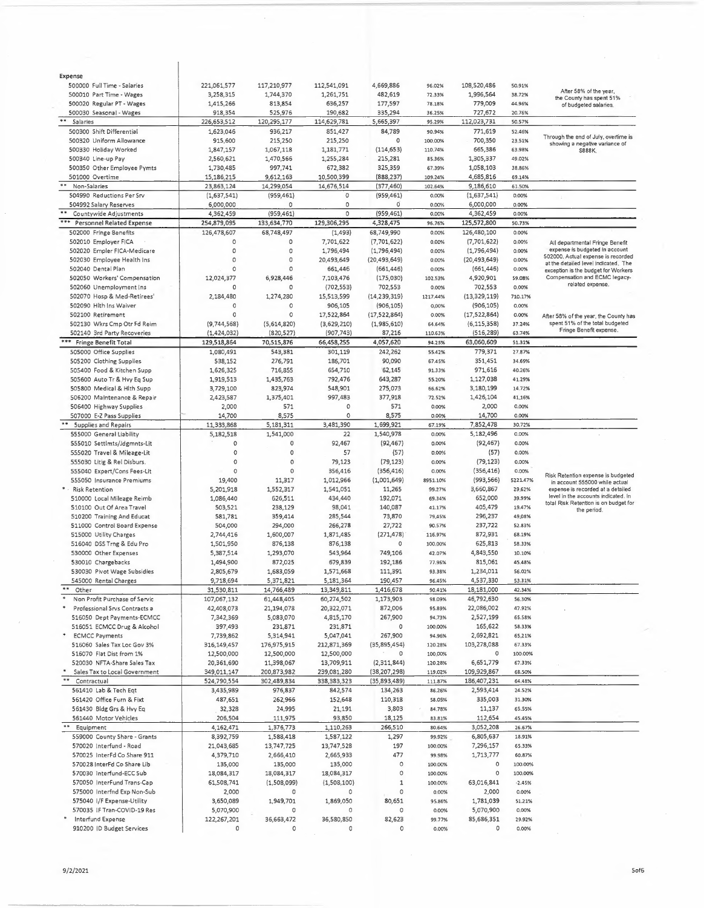| Expense | | | | | | | | | |
|---|---|---|---|---|---|---|---|---|---|
| 500000 Full Time - Salaries | 221,061,577 | 117,210,977 | 112,541,091 | 4,669,886 | 96.02% | 108,520,486 | 50.91% | After 58% of the year, the County has spent 51% of budgeted salaries. |
| 500010 Part Time - Wages | 3,258,315 | 1,744,370 | 1,261,751 | 482,619 | 72.33% | 1,996,564 | 38.72% | |
| 500020 Regular PT - Wages | 1,415,266 | 813,854 | 636,257 | 177,597 | 78.18% | 779,009 | 44.96% | |
| 500030 Seasonal - Wages | 918,354 | 525,976 | 190,682 | 335,294 | 36.25% | 727,672 | 20.76% | |
| ** Salaries | 226,653,512 | 120,295,177 | 114,629,781 | 5,665,397 | 95.29% | 112,023,731 | 50.57% | |
| 500300 Shift Differential | 1,623,046 | 936,217 | 851,427 | 84,789 | 90.94% | 771,619 | 52.46% | Through the end of July, overtime is showing a negative variance of $888K. |
| 500320 Uniform Allowance | 915,600 | 215,250 | 215,250 | 0 | 100.00% | 700,350 | 23.51% | |
| 500330 Holiday Worked | 1,847,157 | 1,067,118 | 1,181,771 | (114,653) | 110.74% | 665,386 | 63.98% | |
| 500340 Line-up Pay | 2,560,621 | 1,470,566 | 1,255,284 | 215,281 | 85.36% | 1,305,337 | 49.02% | |
| 500350 Other Employee Pymts | 1,730,485 | 997,741 | 672,382 | 325,359 | 67.39% | 1,058,103 | 38.86% | |
| 501000 Overtime | 15,186,215 | 9,612,163 | 10,500,399 | (888,237) | 109.24% | 4,685,816 | 69.14% | |
| ** Non-Salaries | 23,863,124 | 14,299,054 | 14,676,514 | (377,460) | 102.64% | 9,186,610 | 61.50% | |
| 504990 Reductions Per Srv | (1,637,541) | (959,461) | 0 | (959,461) | 0.00% | (1,637,541) | 0.00% | |
| 504992 Salary Reserves | 6,000,000 | 0 | 0 | 0 | 0.00% | 6,000,000 | 0.00% | |
| ** Countywide Adjustments | 4,362,459 | (959,461) | 0 | (959,461) | 0.00% | 4,362,459 | 0.00% | |
| *** Personnel Related Expense | 254,879,095 | 133,634,770 | 129,306,295 | 4,328,475 | 96.76% | 125,572,800 | 50.73% | |
| 502000 Fringe Benefits | 126,478,607 | 68,748,497 | (1,493) | 68,749,990 | 0.00% | 126,480,100 | 0.00% | All departmental Fringe Benefit expense is budgeted in account 502000. Actual expense is recorded at the detailed level indicated. The exception is the budget for Workers Compensation and ECMC legacy-related expense. |
| 502010 Employer FICA | 0 | 0 | 7,701,622 | (7,701,622) | 0.00% | (7,701,622) | 0.00% | |
| 502020 Empler FICA-Medicare | 0 | 0 | 1,796,494 | (1,796,494) | 0.00% | (1,796,494) | 0.00% | |
| 502030 Employee Health Ins | 0 | 0 | 20,493,649 | (20,493,649) | 0.00% | (20,493,649) | 0.00% | |
| 502040 Dental Plan | 0 | 0 | 661,446 | (661,446) | 0.00% | (661,446) | 0.00% | |
| 502050 Workers' Compensation | 12,024,377 | 6,928,446 | 7,103,476 | (175,030) | 102.53% | 4,920,901 | 59.08% | |
| 502060 Unemployment Ins | 0 | 0 | (702,553) | 702,553 | 0.00% | 702,553 | 0.00% | |
| 502070 Hosp & Med-Retirees' | 2,184,480 | 1,274,280 | 15,513,599 | (14,239,319) | 1217.44% | (13,329,119) | 710.17% | |
| 502090 Hlth Ins Waiver | 0 | 0 | 906,105 | (906,105) | 0.00% | (906,105) | 0.00% | |
| 502100 Retirement | 0 | 0 | 17,522,864 | (17,522,864) | 0.00% | (17,522,864) | 0.00% | After 58% of the year, the County has spent 51% of the total budgeted Fringe Benefit expense. |
| 502130 Wkrs Cmp Otr Fd Reim | (9,744,568) | (5,614,820) | (3,629,210) | (1,985,610) | 64.64% | (6,115,358) | 37.24% | |
| 502140 3rd Party Recoveries | (1,424,032) | (820,527) | (907,743) | 87,216 | 110.63% | (516,289) | 63.74% | |
| *** Fringe Benefit Total | 129,518,864 | 70,515,876 | 66,458,255 | 4,057,620 | 94.25% | 63,060,609 | 51.31% | |
| 505000 Office Supplies | 1,080,491 | 543,381 | 301,119 | 242,262 | 55.42% | 779,371 | 27.87% | |
| 505200 Clothing Supplies | 538,152 | 276,791 | 186,701 | 90,090 | 67.45% | 351,451 | 34.69% | |
| 505400 Food & Kitchen Supp | 1,626,325 | 716,855 | 654,710 | 62,145 | 91.33% | 971,616 | 40.26% | |
| 505600 Auto Tr & Hvy Eq Sup | 1,919,513 | 1,435,763 | 792,476 | 643,287 | 55.20% | 1,127,038 | 41.29% | |
| 505800 Medical & Hlth Supp | 3,729,100 | 823,974 | 548,901 | 275,073 | 66.62% | 3,180,199 | 14.72% | |
| 506200 Maintenance & Repair | 2,423,587 | 1,375,401 | 997,483 | 377,918 | 72.52% | 1,426,104 | 41.16% | |
| 506400 Highway Supplies | 2,000 | 571 | 0 | 571 | 0.00% | 2,000 | 0.00% | |
| 507000 E-Z Pass Supplies | 14,700 | 8,575 | 0 | 8,575 | 0.00% | 14,700 | 0.00% | |
| ** Supplies and Repairs | 11,333,868 | 5,181,311 | 3,481,390 | 1,699,921 | 67.19% | 7,852,478 | 30.72% | |
| 555000 General Liability | 5,182,518 | 1,541,000 | 22 | 1,540,978 | 0.00% | 5,182,496 | 0.00% | Risk Retention expense is budgeted in account 555000 while actual expense is recorded at a detailed level in the accounts indicated. In total Risk Retention is on budget for the period. |
| 555010 Settlmts/Jdgmnts-Lit | 0 | 0 | 92,467 | (92,467) | 0.00% | (92,467) | 0.00% | |
| 555020 Travel & Mileage-Lit | 0 | 0 | 57 | (57) | 0.00% | (57) | 0.00% | |
| 555030 Litig & Rel Disburs. | 0 | 0 | 79,123 | (79,123) | 0.00% | (79,123) | 0.00% | |
| 555040 Expert/Cons Fees-Lit | 0 | 0 | 356,416 | (356,416) | 0.00% | (356,416) | 0.00% | |
| 555050 Insurance Premiums | 19,400 | 11,317 | 1,012,966 | (1,001,649) | 8951.10% | (993,566) | 5221.47% | |
| * Risk Retention | 5,201,918 | 1,552,317 | 1,541,051 | 11,265 | 99.27% | 3,660,867 | 29.62% | |
| 510000 Local Mileage Reimb | 1,086,440 | 626,511 | 434,440 | 192,071 | 69.34% | 652,000 | 39.99% | |
| 510100 Out Of Area Travel | 503,521 | 238,129 | 98,041 | 140,087 | 41.17% | 405,479 | 19.47% | |
| 510200 Training And Educat | 581,781 | 359,414 | 285,544 | 73,870 | 79.45% | 296,237 | 49.08% | |
| 511000 Control Board Expense | 504,000 | 294,000 | 266,278 | 27,722 | 90.57% | 237,722 | 52.83% | |
| 515000 Utility Charges | 2,744,416 | 1,600,007 | 1,871,485 | (271,478) | 116.97% | 872,931 | 68.19% | |
| 516040 DSS Trng & Edu Pro | 1,501,950 | 876,138 | 876,138 | 0 | 100.00% | 625,813 | 58.33% | |
| 530000 Other Expenses | 5,387,514 | 1,293,070 | 543,964 | 749,106 | 42.07% | 4,843,550 | 10.10% | |
| 530010 Chargebacks | 1,494,900 | 872,025 | 679,839 | 192,186 | 77.96% | 815,061 | 45.48% | |
| 530030 Pivot Wage Subsidies | 2,805,679 | 1,683,059 | 1,571,668 | 111,391 | 93.38% | 1,234,011 | 56.02% | |
| 545000 Rental Charges | 9,718,694 | 5,371,821 | 5,181,364 | 190,457 | 96.45% | 4,537,330 | 53.31% | |
| ** Other | 31,530,811 | 14,766,489 | 13,349,811 | 1,416,678 | 90.41% | 18,181,000 | 42.34% | |
| * Non Profit Purchase of Servic | 107,067,132 | 61,448,405 | 60,274,502 | 1,173,903 | 98.09% | 46,792,630 | 56.30% | |
| * Professional Srvs Contracts a | 42,408,073 | 21,194,078 | 20,322,071 | 872,006 | 95.89% | 22,086,002 | 47.92% | |
| 516050 Dept Payments-ECMCC | 7,342,369 | 5,083,070 | 4,815,170 | 267,900 | 94.73% | 2,527,199 | 65.58% | |
| 516051 ECMCC Drug & Alcohol | 397,493 | 231,871 | 231,871 | 0 | 100.00% | 165,622 | 58.33% | |
| * ECMCC Payments | 7,739,862 | 5,314,941 | 5,047,041 | 267,900 | 94.96% | 2,692,821 | 65.21% | |
| 516060 Sales Tax Loc Gov 3% | 316,149,457 | 176,975,915 | 212,871,369 | (35,895,454) | 120.28% | 103,278,088 | 67.33% | |
| 516070 Flat Dist from 1% | 12,500,000 | 12,500,000 | 12,500,000 | 0 | 100.00% | 0 | 100.00% | |
| 520030 NFTA-Share Sales Tax | 20,361,690 | 11,398,067 | 13,709,911 | (2,311,844) | 120.28% | 6,651,779 | 67.33% | |
| * Sales Tax to Local Government | 349,011,147 | 200,873,982 | 239,081,280 | (38,207,298) | 119.02% | 109,929,867 | 68.50% | |
| ** Contractual | 524,790,554 | 302,489,834 | 338,383,323 | (35,893,489) | 111.87% | 186,407,231 | 64.48% | |
| 561410 Lab & Tech Eqt | 3,435,989 | 976,837 | 842,574 | 134,263 | 86.26% | 2,593,414 | 24.52% | |
| 561420 Office Furn & Fixt | 487,651 | 262,966 | 152,648 | 110,318 | 58.05% | 335,003 | 31.30% | |
| 561430 Bldg Grs & Hvy Eq | 32,328 | 24,995 | 21,191 | 3,803 | 84.78% | 11,137 | 65.55% | |
| 561440 Motor Vehicles | 206,504 | 111,975 | 93,850 | 18,125 | 83.81% | 112,654 | 45.45% | |
| ** Equipment | 4,162,471 | 1,376,773 | 1,110,263 | 266,510 | 80.64% | 3,052,208 | 26.67% | |
| 559000 County Share - Grants | 8,392,759 | 1,588,418 | 1,587,122 | 1,297 | 99.92% | 6,805,637 | 18.91% | |
| 570020 Interfund - Road | 21,043,685 | 13,747,725 | 13,747,528 | 197 | 100.00% | 7,296,157 | 65.33% | |
| 570025 InterFd Co Share 911 | 4,379,710 | 2,666,410 | 2,665,933 | 477 | 99.98% | 1,713,777 | 60.87% | |
| 570028 InterFd Co Share Lib | 135,000 | 135,000 | 135,000 | 0 | 100.00% | 0 | 100.00% | |
| 570030 Interfund-ECC Sub | 18,084,317 | 18,084,317 | 18,084,317 | 0 | 100.00% | 0 | 100.00% | |
| 570050 InterFund Trans-Cap | 61,508,741 | (1,508,099) | (1,508,100) | 1 | 100.00% | 63,016,841 | -2.45% | |
| 575000 Interfnd Exp Non-Sub | 2,000 | 0 | 0 | 0 | 0.00% | 2,000 | 0.00% | |
| 575040 I/F Expense-Utility | 3,650,089 | 1,949,701 | 1,869,050 | 80,651 | 95.86% | 1,781,039 | 51.21% | |
| 570035 IF Tran-COVID-19 Res | 5,070,900 | 0 | 0 | 0 | 0.00% | 5,070,900 | 0.00% | |
| * Interfund Expense | 122,267,201 | 36,663,472 | 36,580,850 | 82,623 | 99.77% | 85,686,351 | 29.92% | |
| 910200 ID Budget Services | 0 | 0 | 0 | 0 | 0.00% | 0 | 0.00% | |

9/2/2021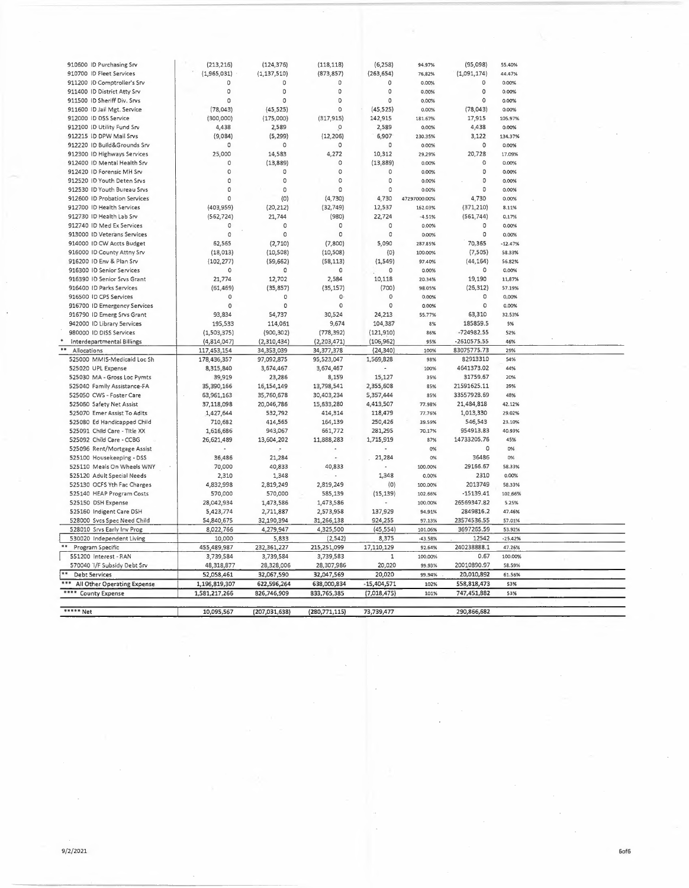| | | | | | | | |
|---|---|---|---|---|---|---|---|
| 910600 ID Purchasing Srv | (213,216) | (124,376) | (118,118) | (6,258) | 94.97% | (95,098) | 55.40% |
| 910700 ID Fleet Services | (1,965,031) | (1,137,510) | (873,857) | (263,654) | 76.82% | (1,091,174) | 44.47% |
| 911200 ID Comptroller's Srv | 0 | 0 | 0 | 0 | 0.00% | 0 | 0.00% |
| 911400 ID District Atty Srv | 0 | 0 | 0 | 0 | 0.00% | 0 | 0.00% |
| 911500 ID Sheriff Div. Srvs | 0 | 0 | 0 | 0 | 0.00% | 0 | 0.00% |
| 911600 ID Jail Mgt. Service | (78,043) | (45,525) | 0 | (45,525) | 0.00% | (78,043) | 0.00% |
| 912000 ID DSS Service | (300,000) | (175,000) | (317,915) | 142,915 | 181.67% | 17,915 | 105.97% |
| 912100 ID Utility Fund Srv | 4,438 | 2,589 | 0 | 2,589 | 0.00% | 4,438 | 0.00% |
| 912215 ID DPW Mail Srvs | (9,084) | (5,299) | (12,206) | 6,907 | 230.35% | 3,122 | 134.37% |
| 912220 ID Build&Grounds Srv | 0 | 0 | 0 | 0 | 0.00% | 0 | 0.00% |
| 912300 ID Highways Services | 25,000 | 14,583 | 4,272 | 10,312 | 29.29% | 20,728 | 17.09% |
| 912400 ID Mental Health Srv | 0 | (13,889) | 0 | (13,889) | 0.00% | 0 | 0.00% |
| 912420 ID Forensic MH Srv | 0 | 0 | 0 | 0 | 0.00% | 0 | 0.00% |
| 912520 ID Youth Deten Srvs | 0 | 0 | 0 | 0 | 0.00% | 0 | 0.00% |
| 912530 ID Youth Bureau Srvs | 0 | 0 | 0 | 0 | 0.00% | 0 | 0.00% |
| 912600 ID Probation Services | 0 | (0) | (4,730) | 4,730 | 47297000.00% | 4,730 | 0.00% |
| 912700 ID Health Services | (403,959) | (20,212) | (32,749) | 12,537 | 162.03% | (371,210) | 8.11% |
| 912730 ID Health Lab Srv | (562,724) | 21,744 | (980) | 22,724 | -4.51% | (561,744) | 0.17% |
| 912740 ID Med Ex Services | 0 | 0 | 0 | 0 | 0.00% | 0 | 0.00% |
| 913000 ID Veterans Services | 0 | 0 | 0 | 0 | 0.00% | 0 | 0.00% |
| 914000 ID CW Accts Budget | 62,565 | (2,710) | (7,800) | 5,090 | 287.85% | 70,365 | -12.47% |
| 916000 ID County Attny Srv | (18,013) | (10,508) | (10,508) | (0) | 100.00% | (7,505) | 58.33% |
| 916200 ID Env & Plan Srv | (102,277) | (59,662) | (58,113) | (1,549) | 97.40% | (44,164) | 56.82% |
| 916300 ID Senior Services | 0 | 0 | 0 | 0 | 0.00% | 0 | 0.00% |
| 916390 ID Senior Srvs Grant | 21,774 | 12,702 | 2,584 | 10,118 | 20.34% | 19,190 | 11.87% |
| 916400 ID Parks Services | (61,469) | (35,857) | (35,157) | (700) | 98.05% | (26,312) | 57.19% |
| 916500 ID CPS Services | 0 | 0 | 0 | 0 | 0.00% | 0 | 0.00% |
| 916700 ID Emergency Services | 0 | 0 | 0 | 0 | 0.00% | 0 | 0.00% |
| 916790 ID Emerg Srvs Grant | 93,834 | 54,737 | 30,524 | 24,213 | 55.77% | 63,310 | 32.53% |
| 942000 ID Library Services | 195,533 | 114,061 | 9,674 | 104,387 | 8% | 185859.5 | 5% |
| 980000 ID DISS Services | (1,503,375) | (900,302) | (778,392) | (121,910) | 86% | -724982.55 | 52% |
| * Interdepartmental Billings | (4,814,047) | (2,310,434) | (2,203,471) | (106,962) | 95% | -2610575.55 | 46% |
| ** Allocations | 117,453,154 | 34,353,039 | 34,377,378 | (24,340) | 100% | 83075775.73 | 29% |
| 525000 MMIS-Medicaid Loc Sh | 178,436,357 | 97,092,875 | 95,523,047 | 1,569,828 | 98% | 82913310 | 54% |
| 525020 UPL Expense | 8,315,840 | 3,674,467 | 3,674,467 | - | 100% | 4641373.02 | 44% |
| 525030 MA - Gross Loc Pymts | 39,919 | 23,286 | 8,159 | 15,127 | 35% | 31759.67 | 20% |
| 525040 Family Assistance-FA | 35,390,166 | 16,154,149 | 13,798,541 | 2,355,608 | 85% | 21591625.11 | 39% |
| 525050 CWS - Foster Care | 63,961,163 | 35,760,678 | 30,403,234 | 5,357,444 | 85% | 33557928.69 | 48% |
| 525060 Safety Net Assist | 37,118,098 | 20,046,786 | 15,633,280 | 4,413,507 | 77.98% | 21,484,818 | 42.12% |
| 525070 Emer Assist To Adlts | 1,427,644 | 532,792 | 414,314 | 118,479 | 77.76% | 1,013,330 | 29.02% |
| 525080 Ed Handicapped Child | 710,682 | 414,565 | 164,139 | 250,426 | 39.59% | 546,543 | 23.10% |
| 525091 Child Care - Title XX | 1,616,686 | 943,067 | 661,772 | 281,295 | 70.17% | 954913.83 | 40.93% |
| 525092 Child Care - CCBG | 26,621,489 | 13,604,202 | 11,888,283 | 1,715,919 | 87% | 14733205.76 | 45% |
| 525096 Rent/Mortgage Assist | - | - | - | - | 0% | 0 | 0% |
| 525100 Housekeeping - DSS | 36,486 | 21,284 | - | 21,284 | 0% | 36486 | 0% |
| 525110 Meals On Wheels WNY | 70,000 | 40,833 | 40,833 | - | 100.00% | 29166.67 | 58.33% |
| 525120 Adult Special Needs | 2,310 | 1,348 | - | 1,348 | 0.00% | 2310 | 0.00% |
| 525130 OCFS Yth Fac Charges | 4,832,998 | 2,819,249 | 2,819,249 | (0) | 100.00% | 2013749 | 58.33% |
| 525140 HEAP Program Costs | 570,000 | 570,000 | 585,139 | (15,139) | 102.66% | -15139.41 | 102.66% |
| 525150 DSH Expense | 28,042,934 | 1,473,586 | 1,473,586 | - | 100.00% | 26569347.82 | 5.25% |
| 525160 Indigent Care DSH | 5,423,774 | 2,711,887 | 2,573,958 | 137,929 | 94.91% | 2849816.2 | 47.46% |
| 528000 Svcs Spec Need Child | 54,840,675 | 32,190,394 | 31,266,138 | 924,255 | 97.13% | 23574536.55 | 57.01% |
| 528010 Srvs Early Inv Prog | 8,022,766 | 4,279,947 | 4,325,500 | (45,554) | 101.06% | 3697265.59 | 53.92% |
| 530020 Independent Living | 10,000 | 5,833 | (2,542) | 8,375 | -43.58% | 12542 | -25.42% |
| ** Program Specific | 455,489,987 | 232,361,227 | 215,251,099 | 17,110,129 | 92.64% | 240238888.1 | 47.26% |
| 551200 Interest - RAN | 3,739,584 | 3,739,584 | 3,739,583 | 1 | 100.00% | 0.67 | 100.00% |
| 570040 I/F Subsidy Debt Srv | 48,318,877 | 28,328,006 | 28,307,986 | 20,020 | 99.93% | 20010890.97 | 58.59% |
| ** Debt Services | 52,058,461 | 32,067,590 | 32,047,569 | 20,020 | 99.94% | 20,010,892 | 61.56% |
| *** All Other Operating Expense | 1,196,819,307 | 622,596,264 | 638,000,834 | -15,404,571 | 102% | 558,818,473 | 53% |
| **** County Expense | 1,581,217,266 | 826,746,909 | 833,765,385 | (7,018,475) | 101% | 747,451,882 | 53% |
| ***** Net | 10,095,567 | (207,031,638) | (280,771,115) | 73,739,477 | | 290,866,682 | |

9/2/2021